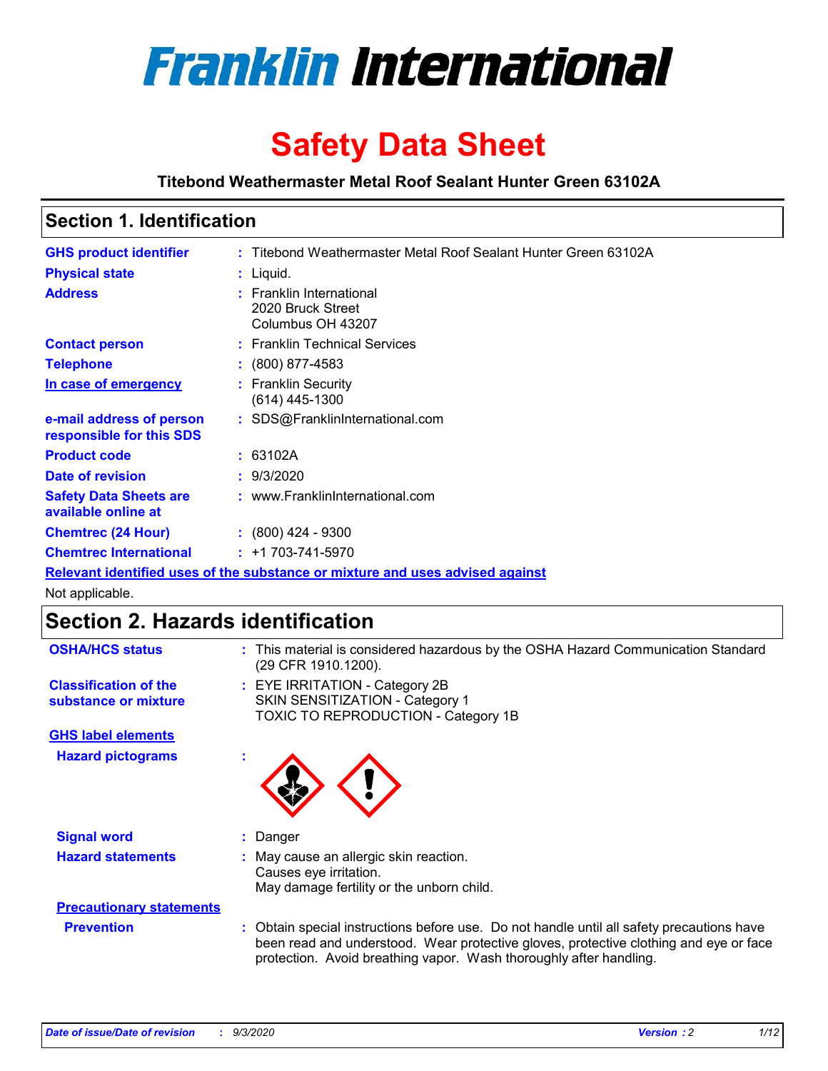# Franklin International

# Safety Data Sheet

**Titebond Weathermaster Metal Roof Sealant Hunter Green 63102A**

## Section 1. Identification

| | | |
|---|---|---|
| **GHS product identifier** | : | Titebond Weathermaster Metal Roof Sealant Hunter Green 63102A |
| **Physical state** | : | Liquid. |
| **Address** | : | Franklin International<br>2020 Bruck Street<br>Columbus OH 43207 |
| **Contact person** | : | Franklin Technical Services |
| **Telephone** | : | (800) 877-4583 |
| **In case of emergency** | : | Franklin Security<br>(614) 445-1300 |
| **e-mail address of person responsible for this SDS** | : | SDS@FranklinInternational.com |
| **Product code** | : | 63102A |
| **Date of revision** | : | 9/3/2020 |
| **Safety Data Sheets are available online at** | : | www.FranklinInternational.com |
| **Chemtrec (24 Hour)** | : | (800) 424 - 9300 |
| **Chemtrec International** | : | +1 703-741-5970 |

**Relevant identified uses of the substance or mixture and uses advised against**

Not applicable.

## Section 2. Hazards identification

| | | |
|---|---|---|
| **OSHA/HCS status** | : | This material is considered hazardous by the OSHA Hazard Communication Standard (29 CFR 1910.1200). |
| **Classification of the substance or mixture** | : | EYE IRRITATION - Category 2B<br>SKIN SENSITIZATION - Category 1<br>TOXIC TO REPRODUCTION - Category 1B |

**GHS label elements**

| | | |
|---|---|---|
| **Hazard pictograms** | : | |
| **Signal word** | : | Danger |
| **Hazard statements** | : | May cause an allergic skin reaction.<br>Causes eye irritation.<br>May damage fertility or the unborn child. |

**Precautionary statements**

| | | |
|---|---|---|
| **Prevention** | : | Obtain special instructions before use. Do not handle until all safety precautions have been read and understood. Wear protective gloves, protective clothing and eye or face protection. Avoid breathing vapor. Wash thoroughly after handling. |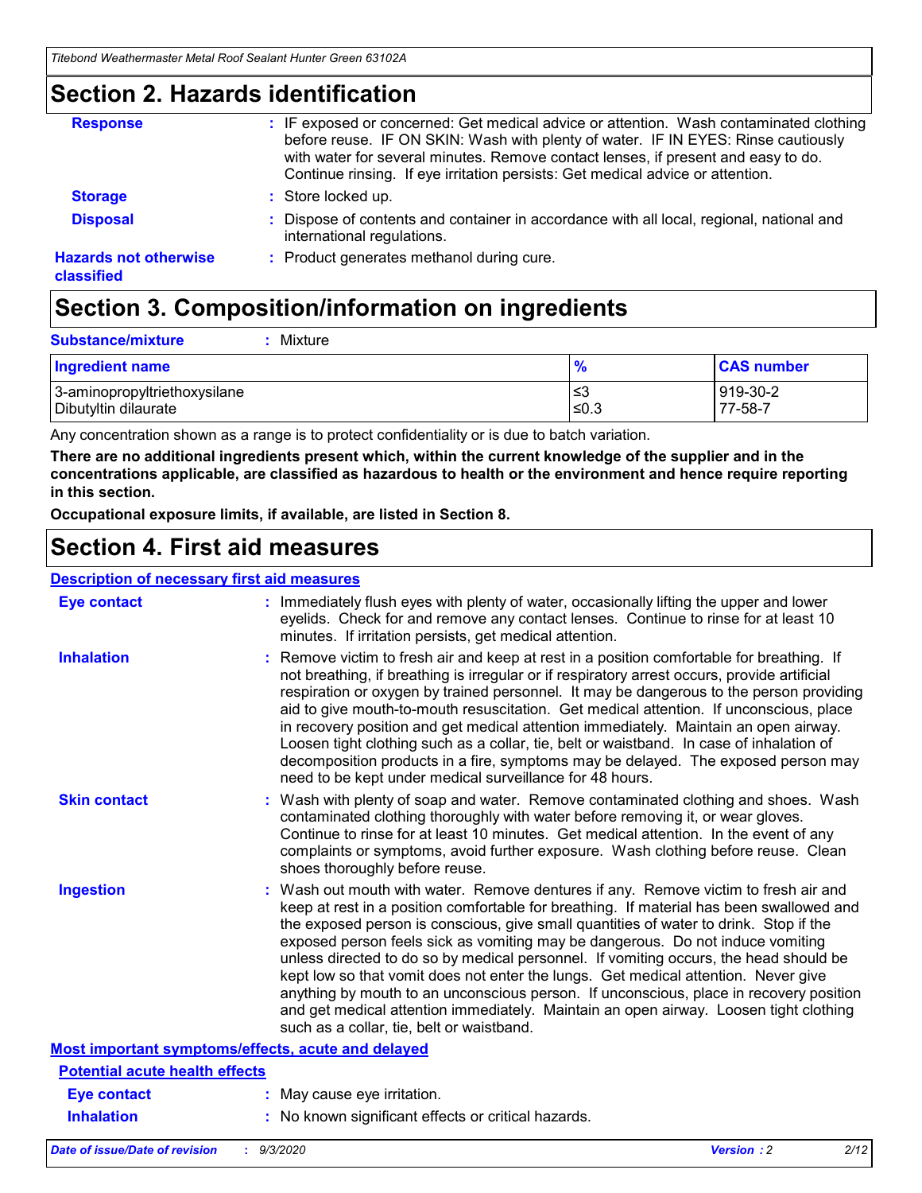## Section 2. Hazards identification

**Response** : IF exposed or concerned: Get medical advice or attention. Wash contaminated clothing before reuse. IF ON SKIN: Wash with plenty of water. IF IN EYES: Rinse cautiously with water for several minutes. Remove contact lenses, if present and easy to do. Continue rinsing. If eye irritation persists: Get medical advice or attention.

**Storage** : Store locked up.

**Disposal** : Dispose of contents and container in accordance with all local, regional, national and international regulations.

**Hazards not otherwise classified** : Product generates methanol during cure.

## Section 3. Composition/information on ingredients

**Substance/mixture** : Mixture

| Ingredient name | % | CAS number |
|---|---|---|
| 3-aminopropyltriethoxysilane | ≤3 | 919-30-2 |
| Dibutyltin dilaurate | ≤0.3 | 77-58-7 |

Any concentration shown as a range is to protect confidentiality or is due to batch variation.

**There are no additional ingredients present which, within the current knowledge of the supplier and in the concentrations applicable, are classified as hazardous to health or the environment and hence require reporting in this section.**

**Occupational exposure limits, if available, are listed in Section 8.**

## Section 4. First aid measures

### Description of necessary first aid measures

**Eye contact** : Immediately flush eyes with plenty of water, occasionally lifting the upper and lower eyelids. Check for and remove any contact lenses. Continue to rinse for at least 10 minutes. If irritation persists, get medical attention.

**Inhalation** : Remove victim to fresh air and keep at rest in a position comfortable for breathing. If not breathing, if breathing is irregular or if respiratory arrest occurs, provide artificial respiration or oxygen by trained personnel. It may be dangerous to the person providing aid to give mouth-to-mouth resuscitation. Get medical attention. If unconscious, place in recovery position and get medical attention immediately. Maintain an open airway. Loosen tight clothing such as a collar, tie, belt or waistband. In case of inhalation of decomposition products in a fire, symptoms may be delayed. The exposed person may need to be kept under medical surveillance for 48 hours.

**Skin contact** : Wash with plenty of soap and water. Remove contaminated clothing and shoes. Wash contaminated clothing thoroughly with water before removing it, or wear gloves. Continue to rinse for at least 10 minutes. Get medical attention. In the event of any complaints or symptoms, avoid further exposure. Wash clothing before reuse. Clean shoes thoroughly before reuse.

**Ingestion** : Wash out mouth with water. Remove dentures if any. Remove victim to fresh air and keep at rest in a position comfortable for breathing. If material has been swallowed and the exposed person is conscious, give small quantities of water to drink. Stop if the exposed person feels sick as vomiting may be dangerous. Do not induce vomiting unless directed to do so by medical personnel. If vomiting occurs, the head should be kept low so that vomit does not enter the lungs. Get medical attention. Never give anything by mouth to an unconscious person. If unconscious, place in recovery position and get medical attention immediately. Maintain an open airway. Loosen tight clothing such as a collar, tie, belt or waistband.

### Most important symptoms/effects, acute and delayed

#### Potential acute health effects

**Eye contact** : May cause eye irritation.

**Inhalation** : No known significant effects or critical hazards.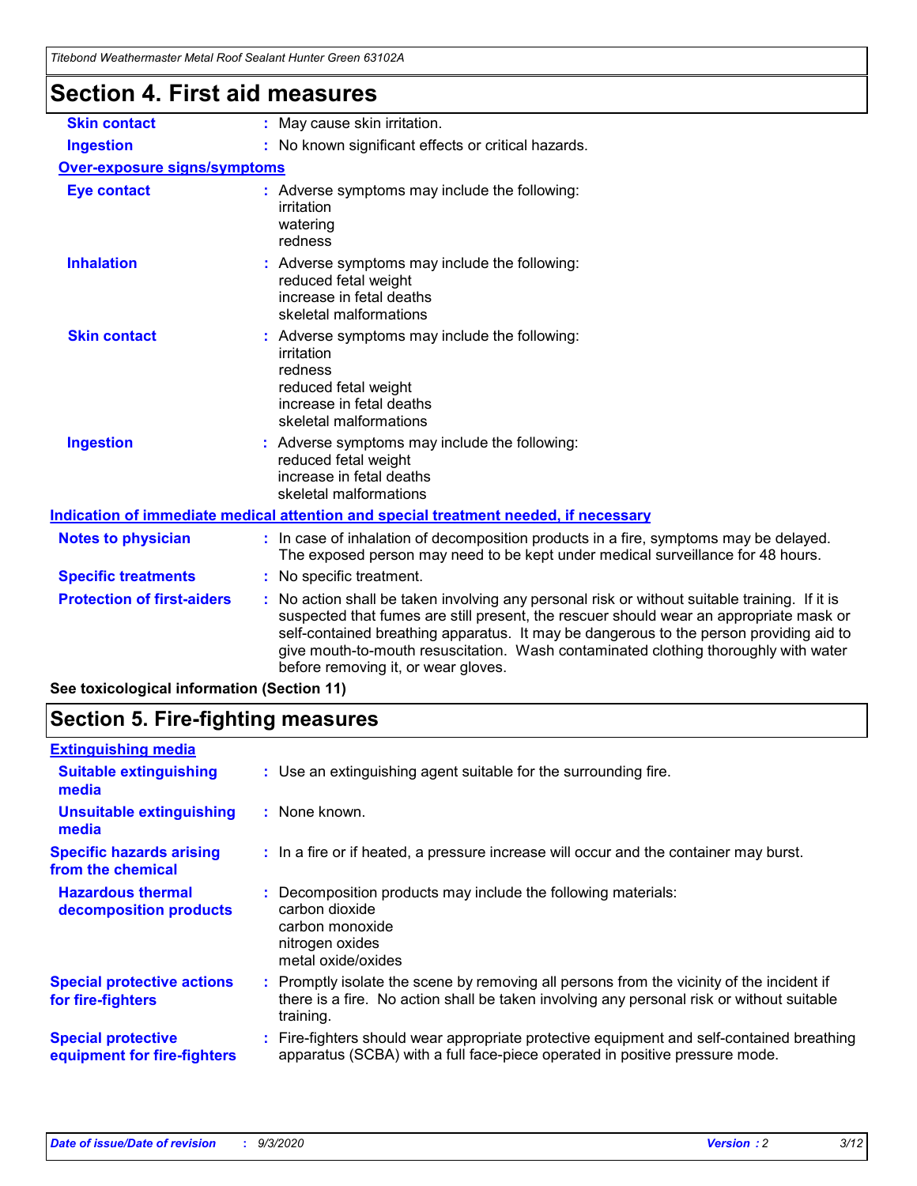# Section 4. First aid measures

**Skin contact** : May cause skin irritation.

**Ingestion** : No known significant effects or critical hazards.

**Over-exposure signs/symptoms**

**Eye contact** : Adverse symptoms may include the following:
irritation
watering
redness

**Inhalation** : Adverse symptoms may include the following:
reduced fetal weight
increase in fetal deaths
skeletal malformations

**Skin contact** : Adverse symptoms may include the following:
irritation
redness
reduced fetal weight
increase in fetal deaths
skeletal malformations

**Ingestion** : Adverse symptoms may include the following:
reduced fetal weight
increase in fetal deaths
skeletal malformations

**Indication of immediate medical attention and special treatment needed, if necessary**

**Notes to physician** : In case of inhalation of decomposition products in a fire, symptoms may be delayed. The exposed person may need to be kept under medical surveillance for 48 hours.

**Specific treatments** : No specific treatment.

**Protection of first-aiders** : No action shall be taken involving any personal risk or without suitable training. If it is suspected that fumes are still present, the rescuer should wear an appropriate mask or self-contained breathing apparatus. It may be dangerous to the person providing aid to give mouth-to-mouth resuscitation. Wash contaminated clothing thoroughly with water before removing it, or wear gloves.

**See toxicological information (Section 11)**

# Section 5. Fire-fighting measures

**Extinguishing media**

**Suitable extinguishing media** : Use an extinguishing agent suitable for the surrounding fire.

**Unsuitable extinguishing media** : None known.

**Specific hazards arising from the chemical** : In a fire or if heated, a pressure increase will occur and the container may burst.

**Hazardous thermal decomposition products** : Decomposition products may include the following materials:
carbon dioxide
carbon monoxide
nitrogen oxides
metal oxide/oxides

**Special protective actions for fire-fighters** : Promptly isolate the scene by removing all persons from the vicinity of the incident if there is a fire. No action shall be taken involving any personal risk or without suitable training.

**Special protective equipment for fire-fighters** : Fire-fighters should wear appropriate protective equipment and self-contained breathing apparatus (SCBA) with a full face-piece operated in positive pressure mode.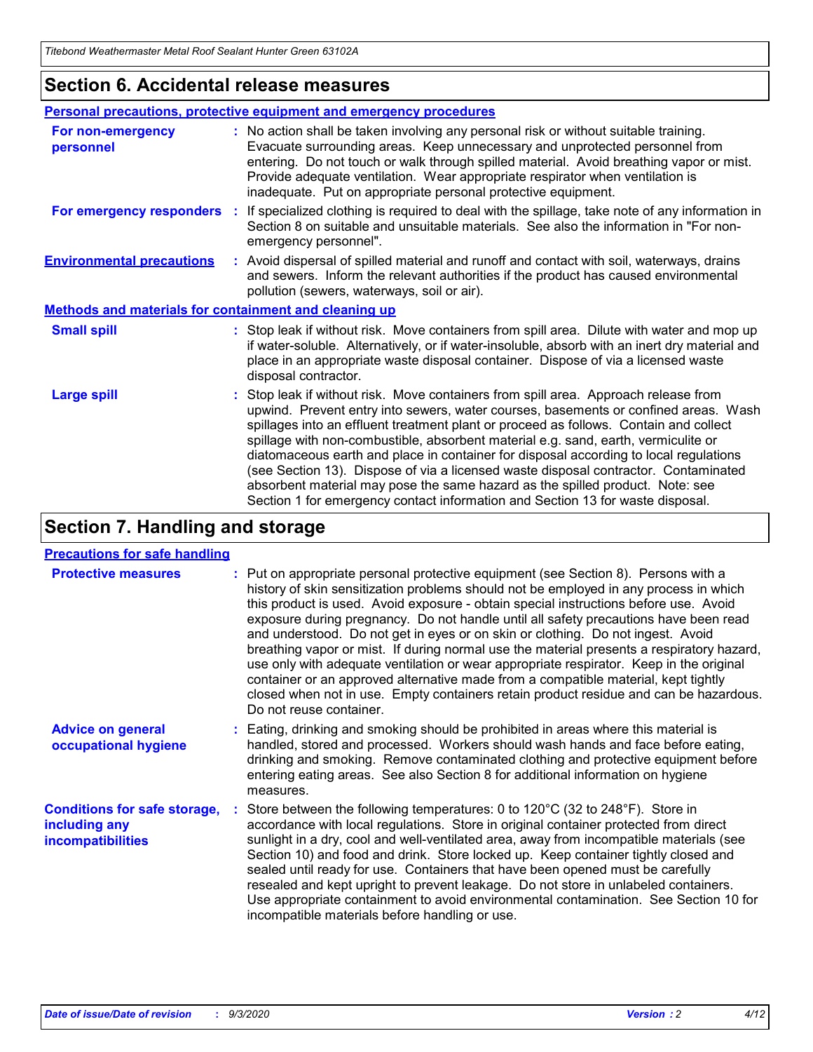## Section 6. Accidental release measures

### Personal precautions, protective equipment and emergency procedures

**For non-emergency personnel** : No action shall be taken involving any personal risk or without suitable training. Evacuate surrounding areas. Keep unnecessary and unprotected personnel from entering. Do not touch or walk through spilled material. Avoid breathing vapor or mist. Provide adequate ventilation. Wear appropriate respirator when ventilation is inadequate. Put on appropriate personal protective equipment.

**For emergency responders** : If specialized clothing is required to deal with the spillage, take note of any information in Section 8 on suitable and unsuitable materials. See also the information in "For non-emergency personnel".

**Environmental precautions** : Avoid dispersal of spilled material and runoff and contact with soil, waterways, drains and sewers. Inform the relevant authorities if the product has caused environmental pollution (sewers, waterways, soil or air).

### Methods and materials for containment and cleaning up

**Small spill** : Stop leak if without risk. Move containers from spill area. Dilute with water and mop up if water-soluble. Alternatively, or if water-insoluble, absorb with an inert dry material and place in an appropriate waste disposal container. Dispose of via a licensed waste disposal contractor.

**Large spill** : Stop leak if without risk. Move containers from spill area. Approach release from upwind. Prevent entry into sewers, water courses, basements or confined areas. Wash spillages into an effluent treatment plant or proceed as follows. Contain and collect spillage with non-combustible, absorbent material e.g. sand, earth, vermiculite or diatomaceous earth and place in container for disposal according to local regulations (see Section 13). Dispose of via a licensed waste disposal contractor. Contaminated absorbent material may pose the same hazard as the spilled product. Note: see Section 1 for emergency contact information and Section 13 for waste disposal.

## Section 7. Handling and storage

### Precautions for safe handling

**Protective measures** : Put on appropriate personal protective equipment (see Section 8). Persons with a history of skin sensitization problems should not be employed in any process in which this product is used. Avoid exposure - obtain special instructions before use. Avoid exposure during pregnancy. Do not handle until all safety precautions have been read and understood. Do not get in eyes or on skin or clothing. Do not ingest. Avoid breathing vapor or mist. If during normal use the material presents a respiratory hazard, use only with adequate ventilation or wear appropriate respirator. Keep in the original container or an approved alternative made from a compatible material, kept tightly closed when not in use. Empty containers retain product residue and can be hazardous. Do not reuse container.

**Advice on general occupational hygiene** : Eating, drinking and smoking should be prohibited in areas where this material is handled, stored and processed. Workers should wash hands and face before eating, drinking and smoking. Remove contaminated clothing and protective equipment before entering eating areas. See also Section 8 for additional information on hygiene measures.

**Conditions for safe storage, including any incompatibilities** : Store between the following temperatures: 0 to 120°C (32 to 248°F). Store in accordance with local regulations. Store in original container protected from direct sunlight in a dry, cool and well-ventilated area, away from incompatible materials (see Section 10) and food and drink. Store locked up. Keep container tightly closed and sealed until ready for use. Containers that have been opened must be carefully resealed and kept upright to prevent leakage. Do not store in unlabeled containers. Use appropriate containment to avoid environmental contamination. See Section 10 for incompatible materials before handling or use.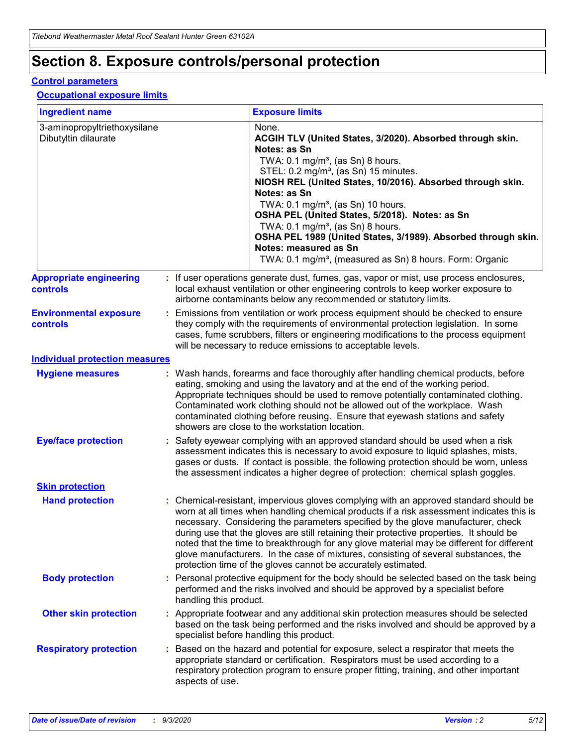# Section 8. Exposure controls/personal protection

## Control parameters

### Occupational exposure limits

| Ingredient name | Exposure limits |
| --- | --- |
| 3-aminopropyltriethoxysilane | None. |
| Dibutyltin dilaurate | **ACGIH TLV (United States, 3/2020). Absorbed through skin. Notes: as Sn**<br>TWA: 0.1 mg/m³, (as Sn) 8 hours.<br>STEL: 0.2 mg/m³, (as Sn) 15 minutes.<br>**NIOSH REL (United States, 10/2016). Absorbed through skin. Notes: as Sn**<br>TWA: 0.1 mg/m³, (as Sn) 10 hours.<br>**OSHA PEL (United States, 5/2018). Notes: as Sn**<br>TWA: 0.1 mg/m³, (as Sn) 8 hours.<br>**OSHA PEL 1989 (United States, 3/1989). Absorbed through skin. Notes: measured as Sn**<br>TWA: 0.1 mg/m³, (measured as Sn) 8 hours. Form: Organic |

**Appropriate engineering controls** : If user operations generate dust, fumes, gas, vapor or mist, use process enclosures, local exhaust ventilation or other engineering controls to keep worker exposure to airborne contaminants below any recommended or statutory limits.

**Environmental exposure controls** : Emissions from ventilation or work process equipment should be checked to ensure they comply with the requirements of environmental protection legislation. In some cases, fume scrubbers, filters or engineering modifications to the process equipment will be necessary to reduce emissions to acceptable levels.

## Individual protection measures

**Hygiene measures** : Wash hands, forearms and face thoroughly after handling chemical products, before eating, smoking and using the lavatory and at the end of the working period. Appropriate techniques should be used to remove potentially contaminated clothing. Contaminated work clothing should not be allowed out of the workplace. Wash contaminated clothing before reusing. Ensure that eyewash stations and safety showers are close to the workstation location.

**Eye/face protection** : Safety eyewear complying with an approved standard should be used when a risk assessment indicates this is necessary to avoid exposure to liquid splashes, mists, gases or dusts. If contact is possible, the following protection should be worn, unless the assessment indicates a higher degree of protection: chemical splash goggles.

### Skin protection

**Hand protection** : Chemical-resistant, impervious gloves complying with an approved standard should be worn at all times when handling chemical products if a risk assessment indicates this is necessary. Considering the parameters specified by the glove manufacturer, check during use that the gloves are still retaining their protective properties. It should be noted that the time to breakthrough for any glove material may be different for different glove manufacturers. In the case of mixtures, consisting of several substances, the protection time of the gloves cannot be accurately estimated.

**Body protection** : Personal protective equipment for the body should be selected based on the task being performed and the risks involved and should be approved by a specialist before handling this product.

**Other skin protection** : Appropriate footwear and any additional skin protection measures should be selected based on the task being performed and the risks involved and should be approved by a specialist before handling this product.

**Respiratory protection** : Based on the hazard and potential for exposure, select a respirator that meets the appropriate standard or certification. Respirators must be used according to a respiratory protection program to ensure proper fitting, training, and other important aspects of use.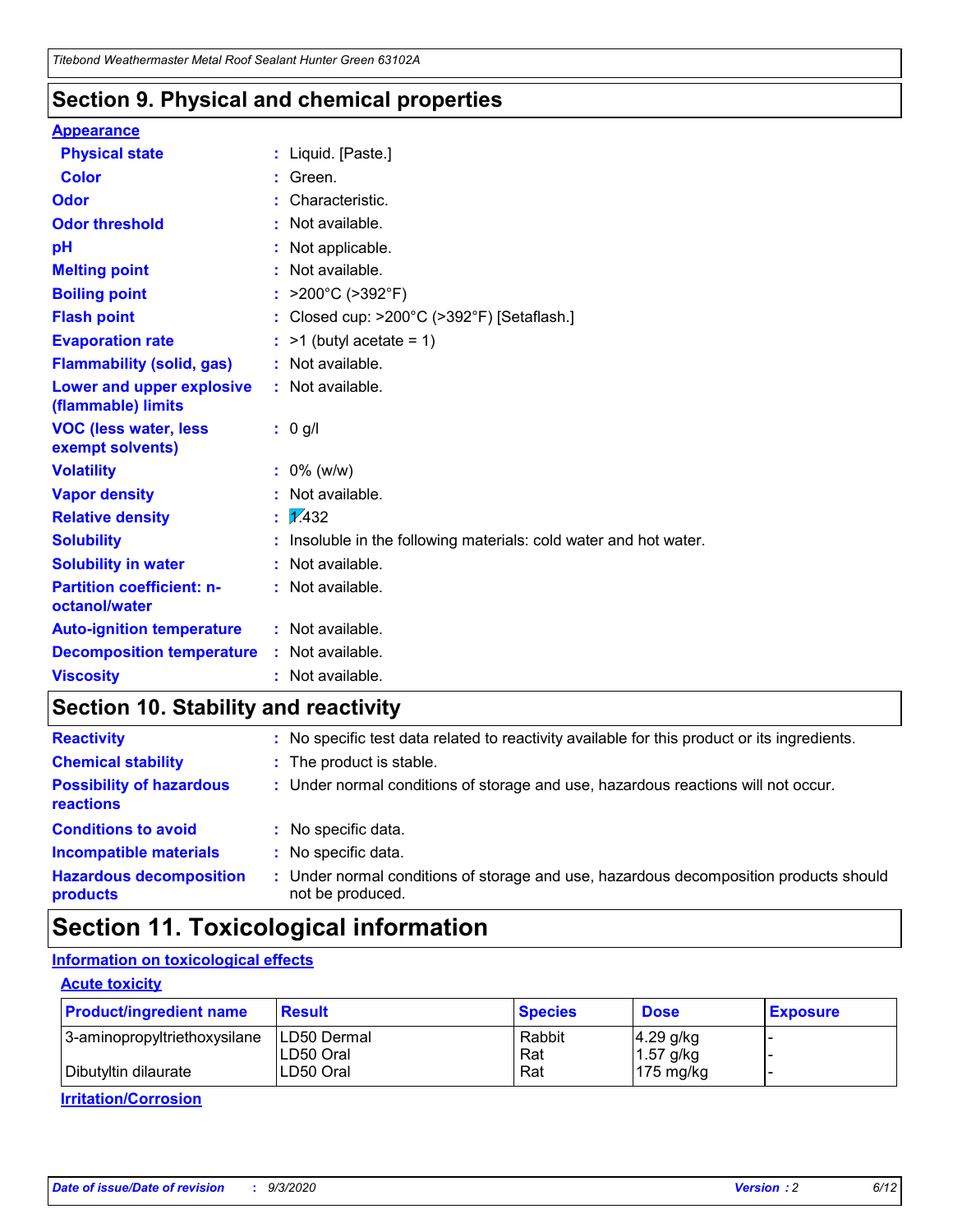## Section 9. Physical and chemical properties

**Appearance**

| | |
|---|---|
| **Physical state** | : Liquid. [Paste.] |
| **Color** | : Green. |
| **Odor** | : Characteristic. |
| **Odor threshold** | : Not available. |
| **pH** | : Not applicable. |
| **Melting point** | : Not available. |
| **Boiling point** | : >200°C (>392°F) |
| **Flash point** | : Closed cup: >200°C (>392°F) [Setaflash.] |
| **Evaporation rate** | : >1 (butyl acetate = 1) |
| **Flammability (solid, gas)** | : Not available. |
| **Lower and upper explosive (flammable) limits** | : Not available. |
| **VOC (less water, less exempt solvents)** | : 0 g/l |
| **Volatility** | : 0% (w/w) |
| **Vapor density** | : Not available. |
| **Relative density** | : 1.432 |
| **Solubility** | : Insoluble in the following materials: cold water and hot water. |
| **Solubility in water** | : Not available. |
| **Partition coefficient: n-octanol/water** | : Not available. |
| **Auto-ignition temperature** | : Not available. |
| **Decomposition temperature** | : Not available. |
| **Viscosity** | : Not available. |

## Section 10. Stability and reactivity

| | |
|---|---|
| **Reactivity** | : No specific test data related to reactivity available for this product or its ingredients. |
| **Chemical stability** | : The product is stable. |
| **Possibility of hazardous reactions** | : Under normal conditions of storage and use, hazardous reactions will not occur. |
| **Conditions to avoid** | : No specific data. |
| **Incompatible materials** | : No specific data. |
| **Hazardous decomposition products** | : Under normal conditions of storage and use, hazardous decomposition products should not be produced. |

## Section 11. Toxicological information

**Information on toxicological effects**

**Acute toxicity**

| Product/ingredient name | Result | Species | Dose | Exposure |
|---|---|---|---|---|
| 3-aminopropyltriethoxysilane | LD50 Dermal | Rabbit | 4.29 g/kg | - |
| | LD50 Oral | Rat | 1.57 g/kg | - |
| Dibutyltin dilaurate | LD50 Oral | Rat | 175 mg/kg | - |

**Irritation/Corrosion**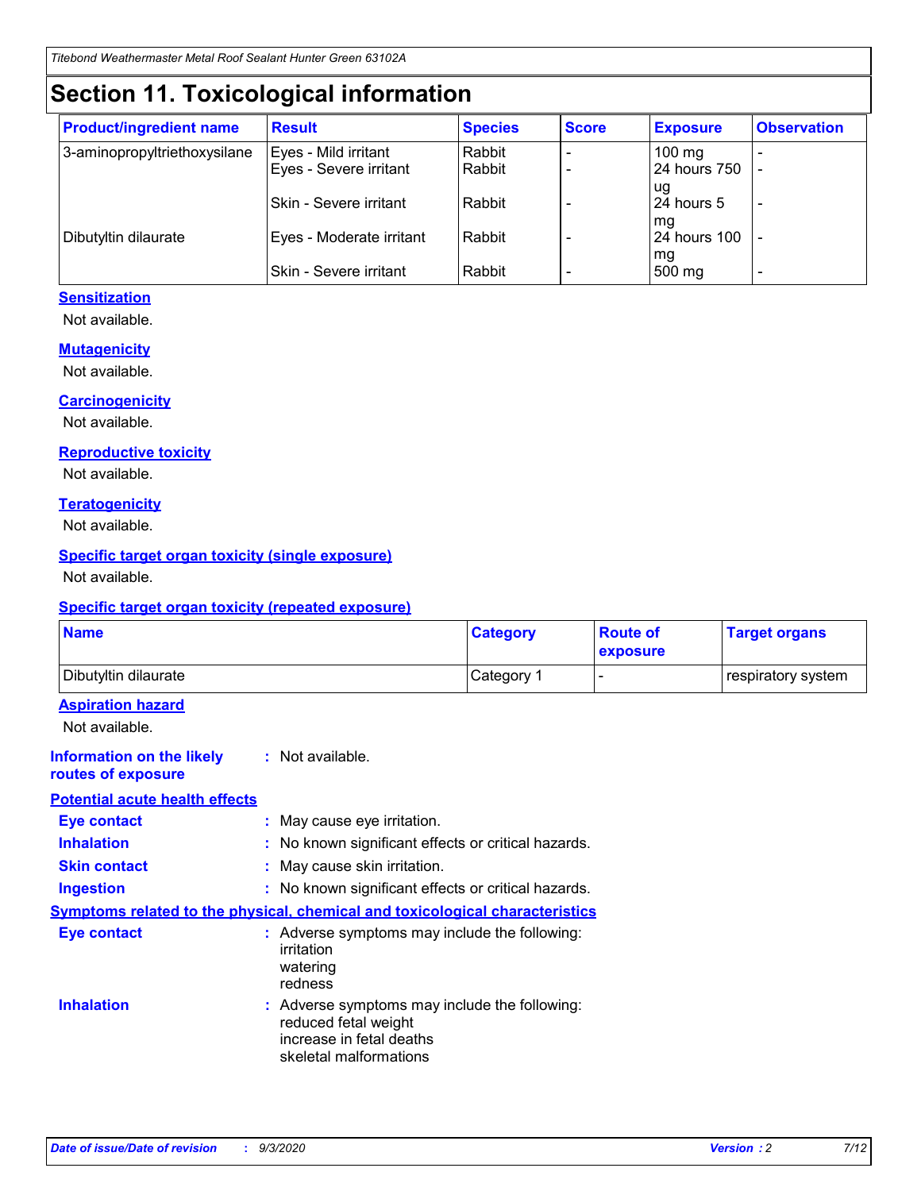# Section 11. Toxicological information

| Product/ingredient name | Result | Species | Score | Exposure | Observation |
|---|---|---|---|---|---|
| 3-aminopropyltriethoxysilane | Eyes - Mild irritant | Rabbit | - | 100 mg | - |
| | Eyes - Severe irritant | Rabbit | - | 24 hours 750 ug | - |
| | Skin - Severe irritant | Rabbit | - | 24 hours 5 mg | - |
| Dibutyltin dilaurate | Eyes - Moderate irritant | Rabbit | - | 24 hours 100 mg | - |
| | Skin - Severe irritant | Rabbit | - | 500 mg | - |

### Sensitization

Not available.

### Mutagenicity

Not available.

### Carcinogenicity

Not available.

### Reproductive toxicity

Not available.

### Teratogenicity

Not available.

### Specific target organ toxicity (single exposure)

Not available.

### Specific target organ toxicity (repeated exposure)

| Name | Category | Route of exposure | Target organs |
|---|---|---|---|
| Dibutyltin dilaurate | Category 1 | - | respiratory system |

### Aspiration hazard

Not available.

**Information on the likely routes of exposure** : Not available.

### Potential acute health effects

**Eye contact** : May cause eye irritation.

**Inhalation** : No known significant effects or critical hazards.

**Skin contact** : May cause skin irritation.

**Ingestion** : No known significant effects or critical hazards.

### Symptoms related to the physical, chemical and toxicological characteristics

**Eye contact** : Adverse symptoms may include the following:
irritation
watering
redness

**Inhalation** : Adverse symptoms may include the following:
reduced fetal weight
increase in fetal deaths
skeletal malformations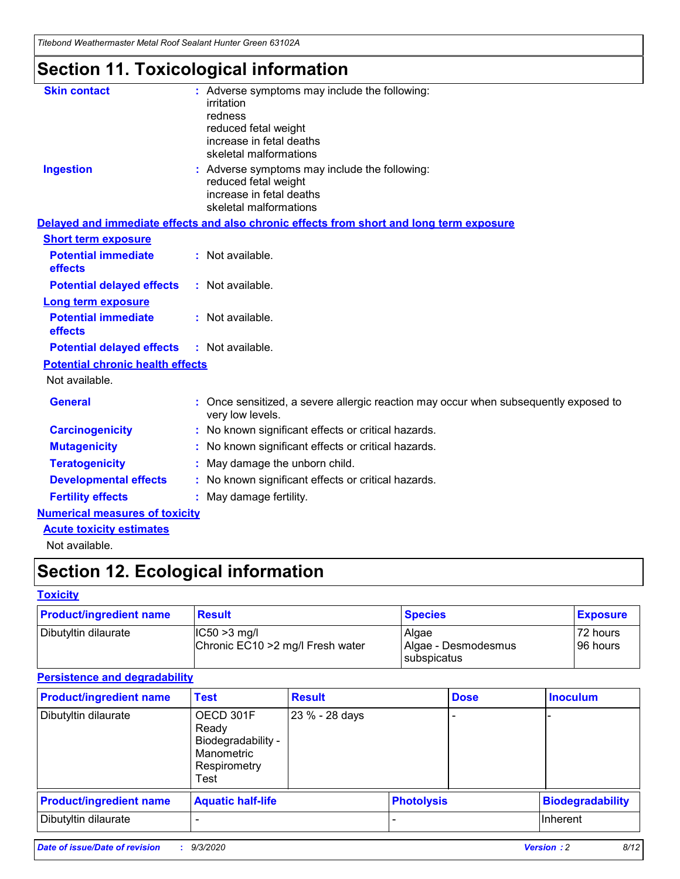# Section 11. Toxicological information

**Skin contact** : Adverse symptoms may include the following:
irritation
redness
reduced fetal weight
increase in fetal deaths
skeletal malformations

**Ingestion** : Adverse symptoms may include the following:
reduced fetal weight
increase in fetal deaths
skeletal malformations

**Delayed and immediate effects and also chronic effects from short and long term exposure**

**Short term exposure**

**Potential immediate effects** : Not available.

**Potential delayed effects** : Not available.

**Long term exposure**

**Potential immediate effects** : Not available.

**Potential delayed effects** : Not available.

**Potential chronic health effects**

Not available.

**General** : Once sensitized, a severe allergic reaction may occur when subsequently exposed to very low levels.

**Carcinogenicity** : No known significant effects or critical hazards.

**Mutagenicity** : No known significant effects or critical hazards.

**Teratogenicity** : May damage the unborn child.

**Developmental effects** : No known significant effects or critical hazards.

**Fertility effects** : May damage fertility.

**Numerical measures of toxicity**

**Acute toxicity estimates**

Not available.

# Section 12. Ecological information

**Toxicity**

| Product/ingredient name | Result | Species | Exposure |
|---|---|---|---|
| Dibutyltin dilaurate | IC50 >3 mg/l<br>Chronic EC10 >2 mg/l Fresh water | Algae<br>Algae - Desmodesmus subspicatus | 72 hours<br>96 hours |

**Persistence and degradability**

| Product/ingredient name | Test | Result | Dose | Inoculum |
|---|---|---|---|---|
| Dibutyltin dilaurate | OECD 301F Ready Biodegradability - Manometric Respirometry Test | 23 % - 28 days | - | - |

| Product/ingredient name | Aquatic half-life | Photolysis | Biodegradability |
|---|---|---|---|
| Dibutyltin dilaurate | - | - | Inherent |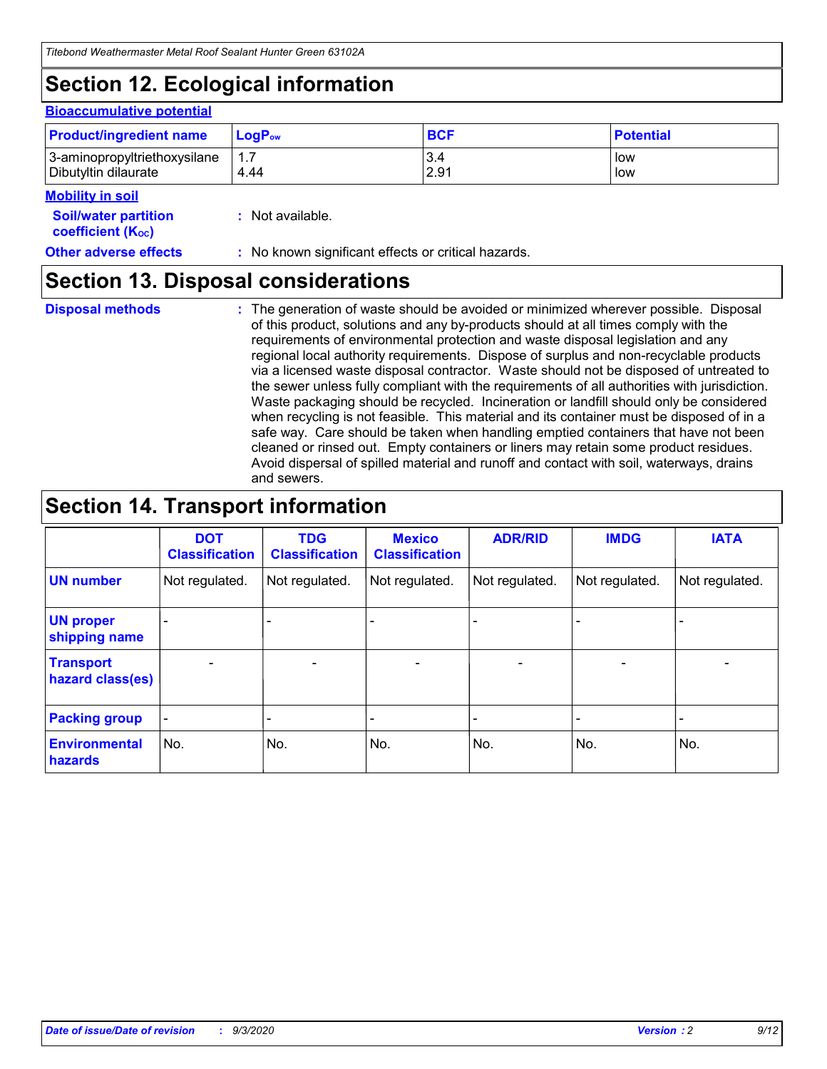## Section 12. Ecological information

### Bioaccumulative potential

| Product/ingredient name | $LogP_{ow}$ | BCF | Potential |
|---|---|---|---|
| 3-aminopropyltriethoxysilane | 1.7 | 3.4 | low |
| Dibutyltin dilaurate | 4.44 | 2.91 | low |

### Mobility in soil

**Soil/water partition coefficient ($K_{OC}$)** : Not available.

**Other adverse effects** : No known significant effects or critical hazards.

## Section 13. Disposal considerations

**Disposal methods** : The generation of waste should be avoided or minimized wherever possible. Disposal of this product, solutions and any by-products should at all times comply with the requirements of environmental protection and waste disposal legislation and any regional local authority requirements. Dispose of surplus and non-recyclable products via a licensed waste disposal contractor. Waste should not be disposed of untreated to the sewer unless fully compliant with the requirements of all authorities with jurisdiction. Waste packaging should be recycled. Incineration or landfill should only be considered when recycling is not feasible. This material and its container must be disposed of in a safe way. Care should be taken when handling emptied containers that have not been cleaned or rinsed out. Empty containers or liners may retain some product residues. Avoid dispersal of spilled material and runoff and contact with soil, waterways, drains and sewers.

## Section 14. Transport information

| | DOT Classification | TDG Classification | Mexico Classification | ADR/RID | IMDG | IATA |
|---|---|---|---|---|---|---|
| UN number | Not regulated. | Not regulated. | Not regulated. | Not regulated. | Not regulated. | Not regulated. |
| UN proper shipping name | - | - | - | - | - | - |
| Transport hazard class(es) | - | - | - | - | - | - |
| Packing group | - | - | - | - | - | - |
| Environmental hazards | No. | No. | No. | No. | No. | No. |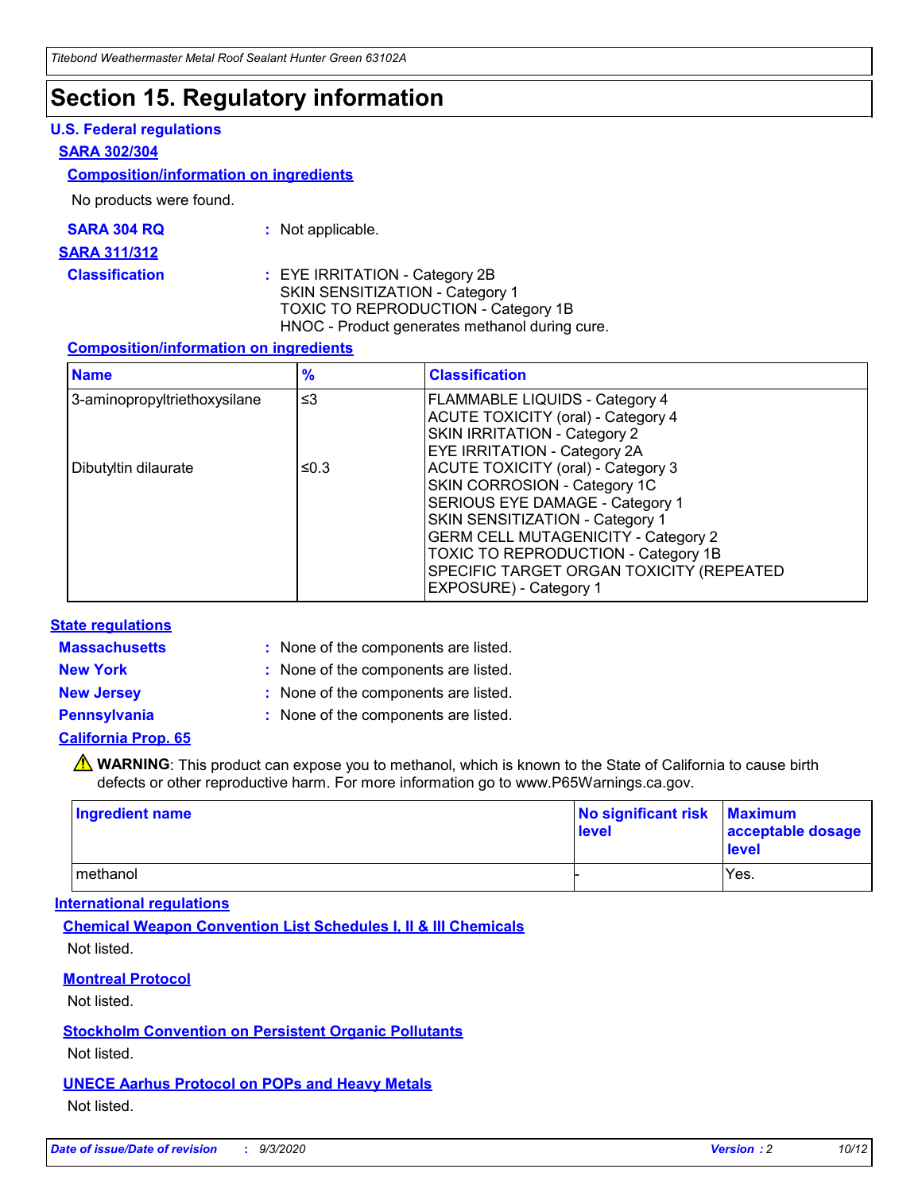# Section 15. Regulatory information

### U.S. Federal regulations

**SARA 302/304**

**Composition/information on ingredients**

No products were found.

**SARA 304 RQ** : Not applicable.

**SARA 311/312**

**Classification** : EYE IRRITATION - Category 2B
SKIN SENSITIZATION - Category 1
TOXIC TO REPRODUCTION - Category 1B
HNOC - Product generates methanol during cure.

**Composition/information on ingredients**

| Name | % | Classification |
|---|---|---|
| 3-aminopropyltriethoxysilane | ≤3 | FLAMMABLE LIQUIDS - Category 4<br>ACUTE TOXICITY (oral) - Category 4<br>SKIN IRRITATION - Category 2<br>EYE IRRITATION - Category 2A |
| Dibutyltin dilaurate | ≤0.3 | ACUTE TOXICITY (oral) - Category 3<br>SKIN CORROSION - Category 1C<br>SERIOUS EYE DAMAGE - Category 1<br>SKIN SENSITIZATION - Category 1<br>GERM CELL MUTAGENICITY - Category 2<br>TOXIC TO REPRODUCTION - Category 1B<br>SPECIFIC TARGET ORGAN TOXICITY (REPEATED EXPOSURE) - Category 1 |

### State regulations

**Massachusetts** : None of the components are listed.

**New York** : None of the components are listed.

**New Jersey** : None of the components are listed.

**Pennsylvania** : None of the components are listed.

**California Prop. 65**

⚠ **WARNING**: This product can expose you to methanol, which is known to the State of California to cause birth defects or other reproductive harm. For more information go to www.P65Warnings.ca.gov.

| Ingredient name | No significant risk level | Maximum acceptable dosage level |
|---|---|---|
| methanol | - | Yes. |

### International regulations

**Chemical Weapon Convention List Schedules I, II & III Chemicals**

Not listed.

**Montreal Protocol**

Not listed.

**Stockholm Convention on Persistent Organic Pollutants**

Not listed.

**UNECE Aarhus Protocol on POPs and Heavy Metals**

Not listed.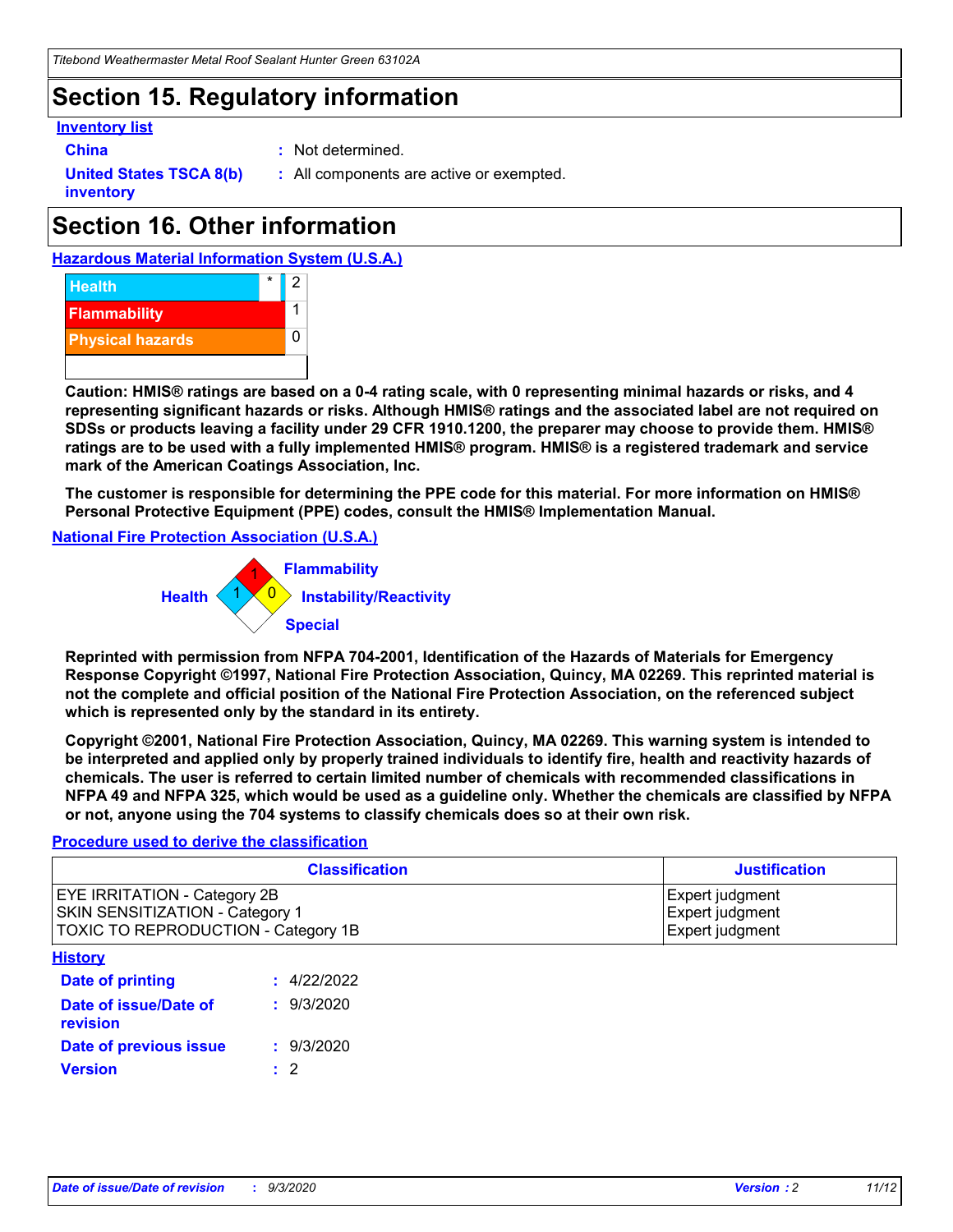# Section 15. Regulatory information

**Inventory list**

**China** : Not determined.

**United States TSCA 8(b) inventory** : All components are active or exempted.

# Section 16. Other information

**Hazardous Material Information System (U.S.A.)**

| | | |
|---|---|---|
| Health | * | 2 |
| Flammability | | 1 |
| Physical hazards | | 0 |

**Caution: HMIS® ratings are based on a 0-4 rating scale, with 0 representing minimal hazards or risks, and 4 representing significant hazards or risks. Although HMIS® ratings and the associated label are not required on SDSs or products leaving a facility under 29 CFR 1910.1200, the preparer may choose to provide them. HMIS® ratings are to be used with a fully implemented HMIS® program. HMIS® is a registered trademark and service mark of the American Coatings Association, Inc.**

**The customer is responsible for determining the PPE code for this material. For more information on HMIS® Personal Protective Equipment (PPE) codes, consult the HMIS® Implementation Manual.**

**National Fire Protection Association (U.S.A.)**

Flammability: 1
Health: 1
Instability/Reactivity: 0
Special:

**Reprinted with permission from NFPA 704-2001, Identification of the Hazards of Materials for Emergency Response Copyright ©1997, National Fire Protection Association, Quincy, MA 02269. This reprinted material is not the complete and official position of the National Fire Protection Association, on the referenced subject which is represented only by the standard in its entirety.**

**Copyright ©2001, National Fire Protection Association, Quincy, MA 02269. This warning system is intended to be interpreted and applied only by properly trained individuals to identify fire, health and reactivity hazards of chemicals. The user is referred to certain limited number of chemicals with recommended classifications in NFPA 49 and NFPA 325, which would be used as a guideline only. Whether the chemicals are classified by NFPA or not, anyone using the 704 systems to classify chemicals does so at their own risk.**

**Procedure used to derive the classification**

| Classification | Justification |
|---|---|
| EYE IRRITATION - Category 2B | Expert judgment |
| SKIN SENSITIZATION - Category 1 | Expert judgment |
| TOXIC TO REPRODUCTION - Category 1B | Expert judgment |

**History**

**Date of printing** : 4/22/2022

**Date of issue/Date of revision** : 9/3/2020

**Date of previous issue** : 9/3/2020

**Version** : 2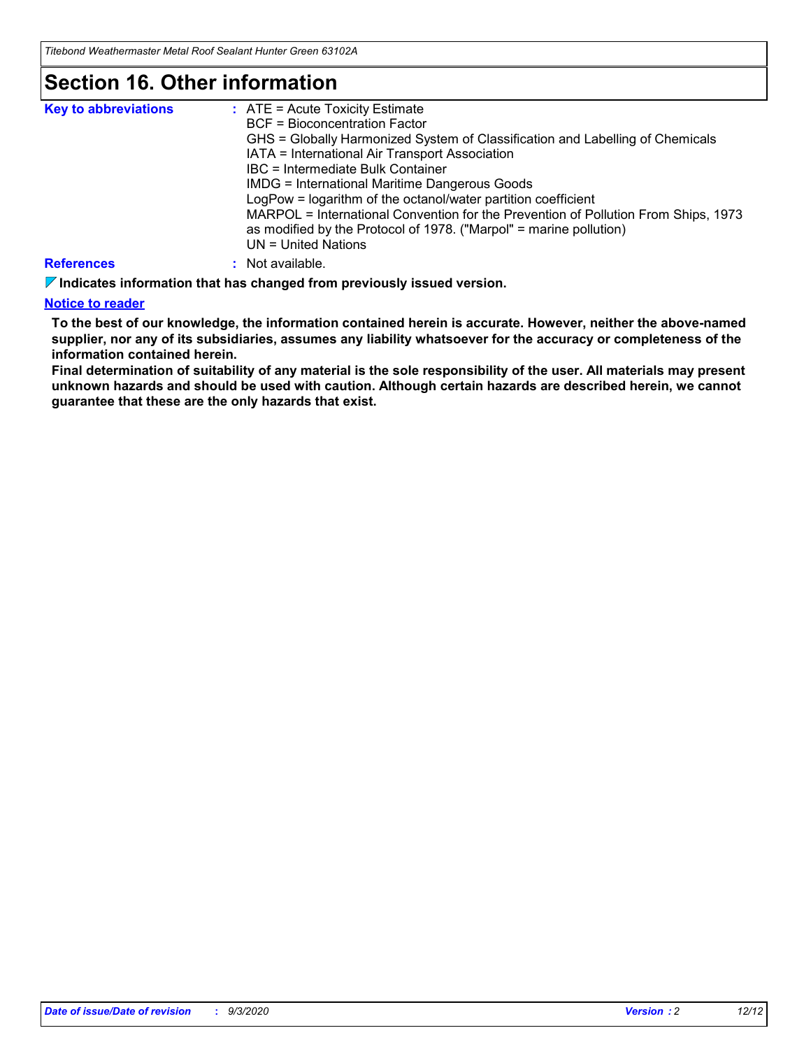# Section 16. Other information

**Key to abbreviations** : ATE = Acute Toxicity Estimate
BCF = Bioconcentration Factor
GHS = Globally Harmonized System of Classification and Labelling of Chemicals
IATA = International Air Transport Association
IBC = Intermediate Bulk Container
IMDG = International Maritime Dangerous Goods
LogPow = logarithm of the octanol/water partition coefficient
MARPOL = International Convention for the Prevention of Pollution From Ships, 1973 as modified by the Protocol of 1978. ("Marpol" = marine pollution)
UN = United Nations

**References** : Not available.

**Indicates information that has changed from previously issued version.**

**Notice to reader**

**To the best of our knowledge, the information contained herein is accurate. However, neither the above-named supplier, nor any of its subsidiaries, assumes any liability whatsoever for the accuracy or completeness of the information contained herein.**

**Final determination of suitability of any material is the sole responsibility of the user. All materials may present unknown hazards and should be used with caution. Although certain hazards are described herein, we cannot guarantee that these are the only hazards that exist.**